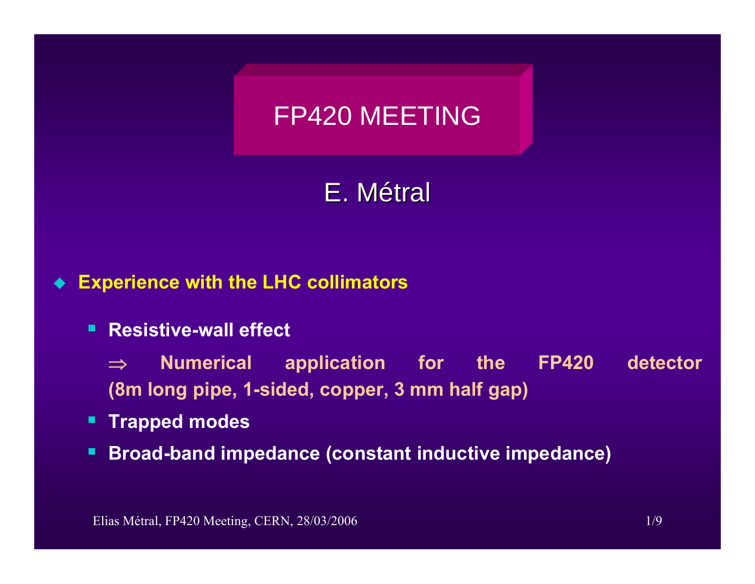# FP420 MEETING

## E. Métral

- **Experience with the LHC collimators**
  - **Resistive-wall effect**

    **⇒ Numerical application for the FP420 detector (8m long pipe, 1-sided, copper, 3 mm half gap)**
  - **Trapped modes**
  - **Broad-band impedance (constant inductive impedance)**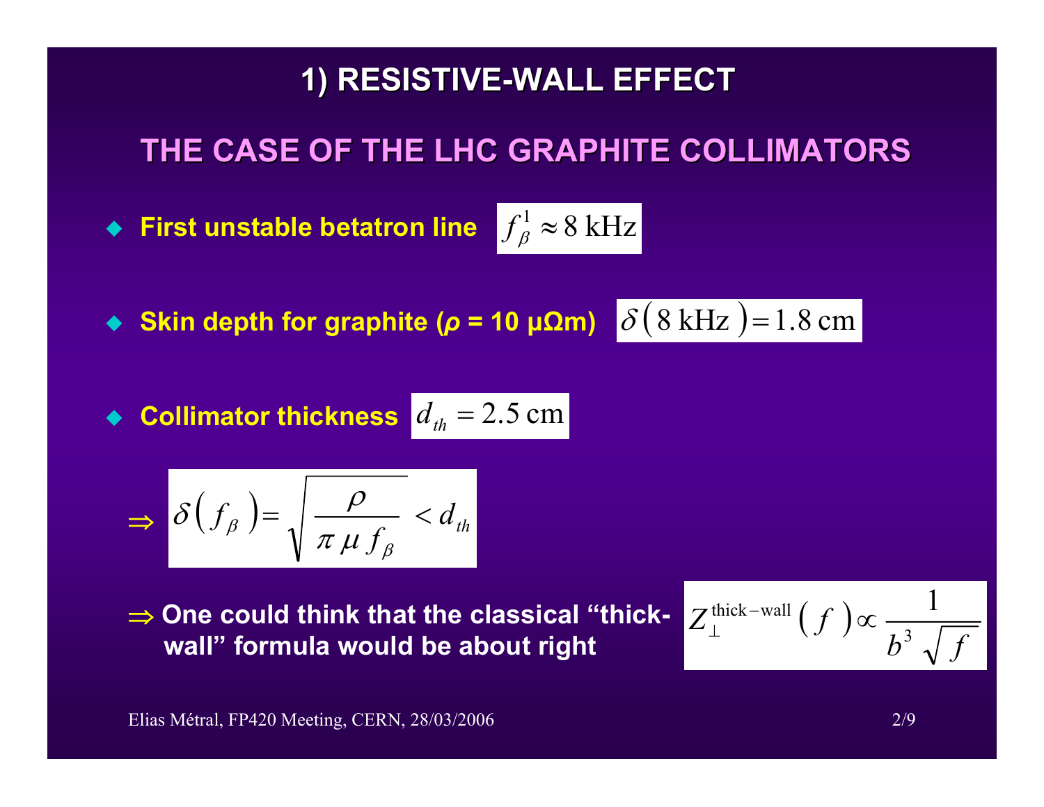# 1) RESISTIVE-WALL EFFECT

## THE CASE OF THE LHC GRAPHITE COLLIMATORS

- **First unstable betatron line** $f_\beta^1 \approx 8 \text{ kHz}$

- **Skin depth for graphite ($\rho$ = 10 μΩm)** $\delta\left(8 \text{ kHz}\right) = 1.8 \text{ cm}$

- **Collimator thickness** $d_{th} = 2.5 \text{ cm}$

$$\Rightarrow \quad \delta\left(f_\beta\right) = \sqrt{\frac{\rho}{\pi \, \mu \, f_\beta}} < d_{th}$$

$\Rightarrow$ **One could think that the classical "thick-wall" formula would be about right**

$$Z_\perp^{\text{thick}-\text{wall}}\left(f\right) \propto \frac{1}{b^3 \sqrt{f}}$$

Elias Métral, FP420 Meeting, CERN, 28/03/2006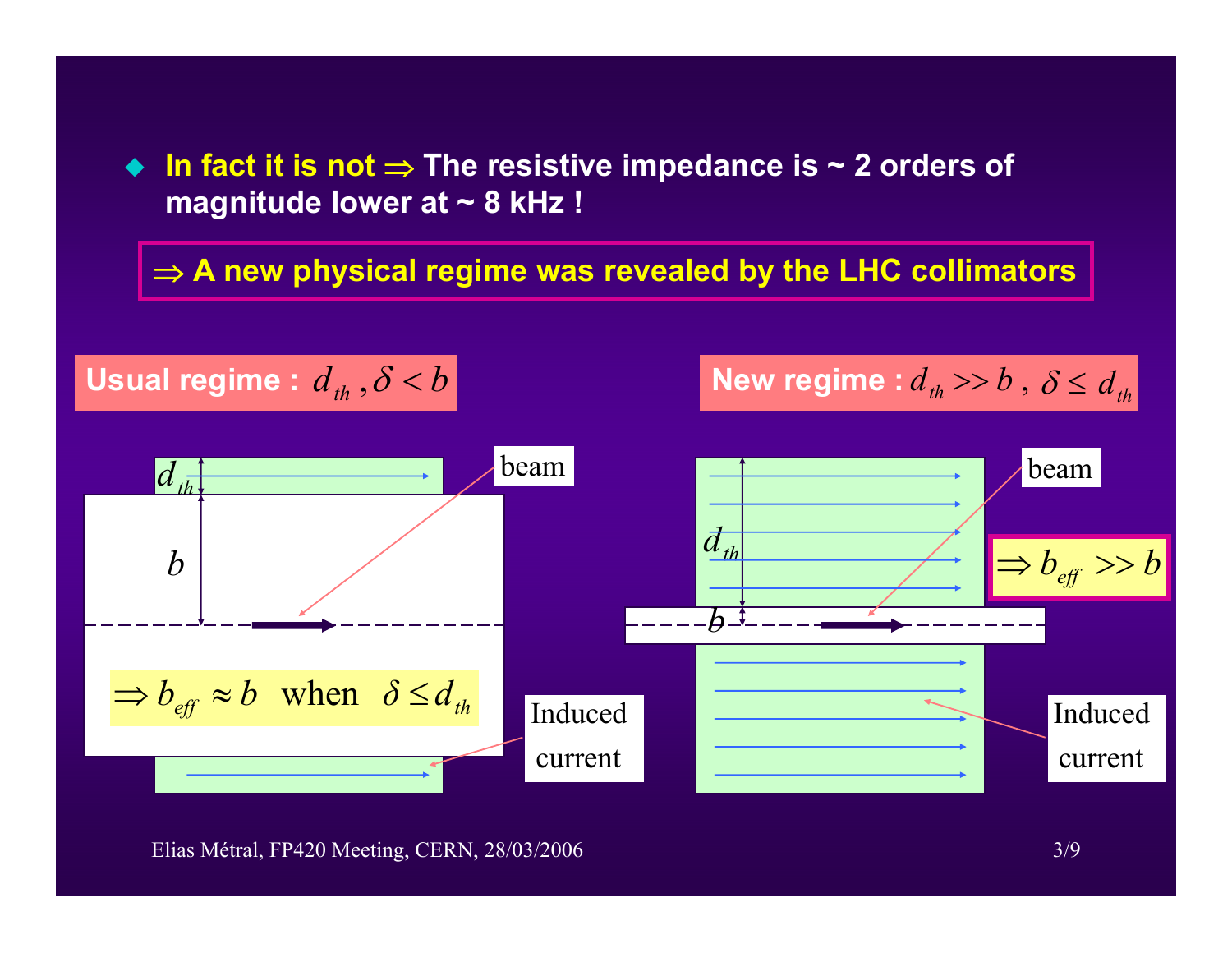- **In fact it is not $\Rightarrow$ The resistive impedance is ~ 2 orders of magnitude lower at ~ 8 kHz !**

**$\Rightarrow$ A new physical regime was revealed by the LHC collimators**

**Usual regime : $d_{th}, \delta < b$**

$d_{th}$

$b$

beam

$\Rightarrow b_{eff} \approx b \quad \text{when} \quad \delta \leq d_{th}$

Induced current

**New regime : $d_{th} >> b$ , $\delta \leq d_{th}$**

$d_{th}$

$b$

beam

$\Rightarrow b_{eff} >> b$

Induced current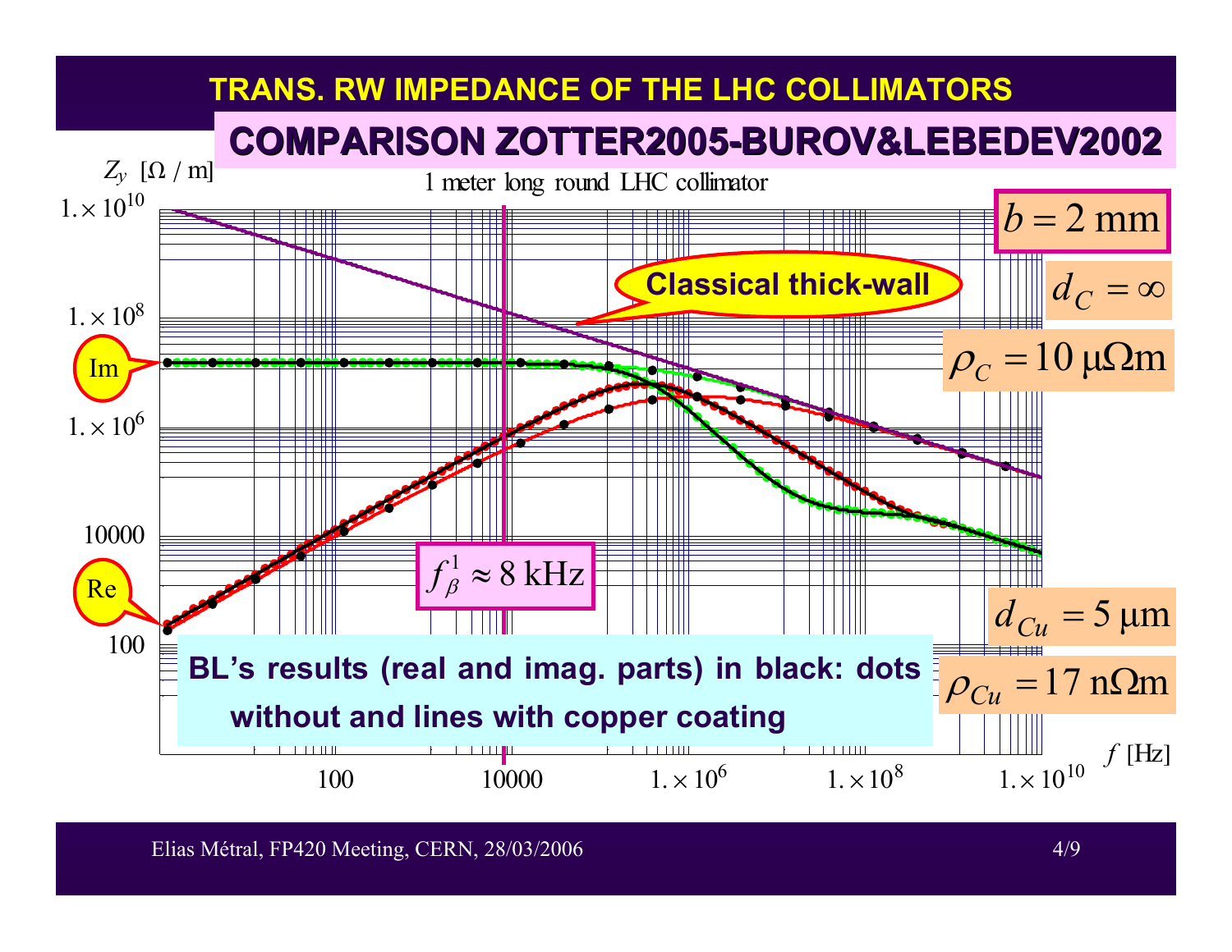# TRANS. RW IMPEDANCE OF THE LHC COLLIMATORS

## COMPARISON ZOTTER2005-BUROV&LEBEDEV2002

1 meter long round LHC collimator

$Z_y$ [Ω / m]

$f$ [Hz]

Classical thick-wall

Im

Re

$b = 2$ mm

$d_C = \infty$

$\rho_C = 10\ \mu\Omega\text{m}$

$f_\beta^1 \approx 8$ kHz

$d_{Cu} = 5\ \mu\text{m}$

$\rho_{Cu} = 17\ \text{n}\Omega\text{m}$

**BL's results (real and imag. parts) in black: dots without and lines with copper coating**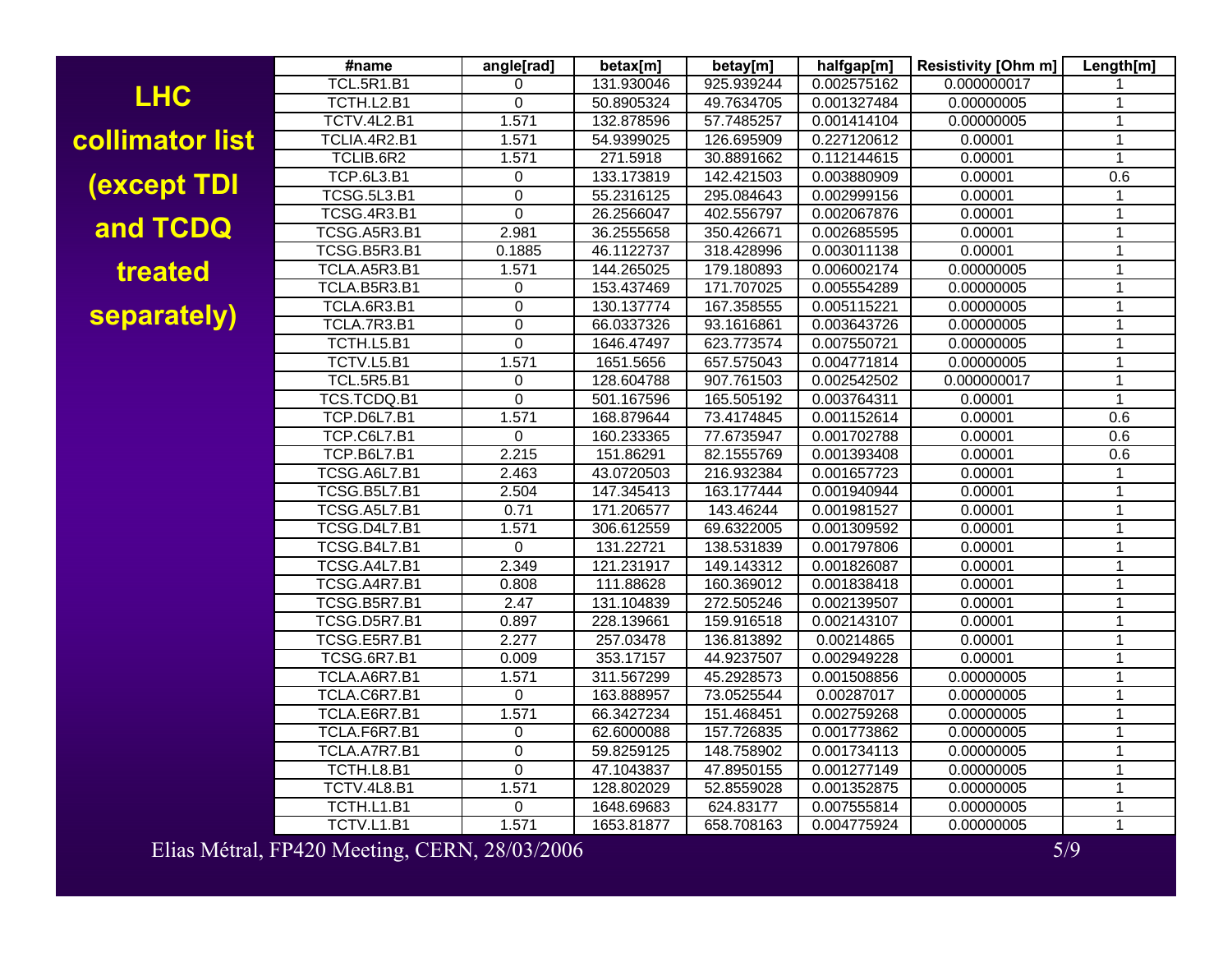# LHC collimator list (except TDI and TCDQ treated separately)

| #name | angle[rad] | betax[m] | betay[m] | halfgap[m] | Resistivity [Ohm m] | Length[m] |
|---|---|---|---|---|---|---|
| TCL.5R1.B1 | 0 | 131.930046 | 925.939244 | 0.002575162 | 0.000000017 | 1 |
| TCTH.L2.B1 | 0 | 50.8905324 | 49.7634705 | 0.001327484 | 0.00000005 | 1 |
| TCTV.4L2.B1 | 1.571 | 132.878596 | 57.7485257 | 0.001414104 | 0.00000005 | 1 |
| TCLIA.4R2.B1 | 1.571 | 54.9399025 | 126.695909 | 0.227120612 | 0.00001 | 1 |
| TCLIB.6R2 | 1.571 | 271.5918 | 30.8891662 | 0.112144615 | 0.00001 | 1 |
| TCP.6L3.B1 | 0 | 133.173819 | 142.421503 | 0.003880909 | 0.00001 | 0.6 |
| TCSG.5L3.B1 | 0 | 55.2316125 | 295.084643 | 0.002999156 | 0.00001 | 1 |
| TCSG.4R3.B1 | 0 | 26.2566047 | 402.556797 | 0.002067876 | 0.00001 | 1 |
| TCSG.A5R3.B1 | 2.981 | 36.2555658 | 350.426671 | 0.002685595 | 0.00001 | 1 |
| TCSG.B5R3.B1 | 0.1885 | 46.1122737 | 318.428996 | 0.003011138 | 0.00001 | 1 |
| TCLA.A5R3.B1 | 1.571 | 144.265025 | 179.180893 | 0.006002174 | 0.00000005 | 1 |
| TCLA.B5R3.B1 | 0 | 153.437469 | 171.707025 | 0.005554289 | 0.00000005 | 1 |
| TCLA.6R3.B1 | 0 | 130.137774 | 167.358555 | 0.005115221 | 0.00000005 | 1 |
| TCLA.7R3.B1 | 0 | 66.0337326 | 93.1616861 | 0.003643726 | 0.00000005 | 1 |
| TCTH.L5.B1 | 0 | 1646.47497 | 623.773574 | 0.007550721 | 0.00000005 | 1 |
| TCTV.L5.B1 | 1.571 | 1651.5656 | 657.575043 | 0.004771814 | 0.00000005 | 1 |
| TCL.5R5.B1 | 0 | 128.604788 | 907.761503 | 0.002542502 | 0.000000017 | 1 |
| TCS.TCDQ.B1 | 0 | 501.167596 | 165.505192 | 0.003764311 | 0.00001 | 1 |
| TCP.D6L7.B1 | 1.571 | 168.879644 | 73.4174845 | 0.001152614 | 0.00001 | 0.6 |
| TCP.C6L7.B1 | 0 | 160.233365 | 77.6735947 | 0.001702788 | 0.00001 | 0.6 |
| TCP.B6L7.B1 | 2.215 | 151.86291 | 82.1555769 | 0.001393408 | 0.00001 | 0.6 |
| TCSG.A6L7.B1 | 2.463 | 43.0720503 | 216.932384 | 0.001657723 | 0.00001 | 1 |
| TCSG.B5L7.B1 | 2.504 | 147.345413 | 163.177444 | 0.001940944 | 0.00001 | 1 |
| TCSG.A5L7.B1 | 0.71 | 171.206577 | 143.46244 | 0.001981527 | 0.00001 | 1 |
| TCSG.D4L7.B1 | 1.571 | 306.612559 | 69.6322005 | 0.001309592 | 0.00001 | 1 |
| TCSG.B4L7.B1 | 0 | 131.22721 | 138.531839 | 0.001797806 | 0.00001 | 1 |
| TCSG.A4L7.B1 | 2.349 | 121.231917 | 149.143312 | 0.001826087 | 0.00001 | 1 |
| TCSG.A4R7.B1 | 0.808 | 111.88628 | 160.369012 | 0.001838418 | 0.00001 | 1 |
| TCSG.B5R7.B1 | 2.47 | 131.104839 | 272.505246 | 0.002139507 | 0.00001 | 1 |
| TCSG.D5R7.B1 | 0.897 | 228.139661 | 159.916518 | 0.002143107 | 0.00001 | 1 |
| TCSG.E5R7.B1 | 2.277 | 257.03478 | 136.813892 | 0.00214865 | 0.00001 | 1 |
| TCSG.6R7.B1 | 0.009 | 353.17157 | 44.9237507 | 0.002949228 | 0.00001 | 1 |
| TCLA.A6R7.B1 | 1.571 | 311.567299 | 45.2928573 | 0.001508856 | 0.00000005 | 1 |
| TCLA.C6R7.B1 | 0 | 163.888957 | 73.0525544 | 0.00287017 | 0.00000005 | 1 |
| TCLA.E6R7.B1 | 1.571 | 66.3427234 | 151.468451 | 0.002759268 | 0.00000005 | 1 |
| TCLA.F6R7.B1 | 0 | 62.6000088 | 157.726835 | 0.001773862 | 0.00000005 | 1 |
| TCLA.A7R7.B1 | 0 | 59.8259125 | 148.758902 | 0.001734113 | 0.00000005 | 1 |
| TCTH.L8.B1 | 0 | 47.1043837 | 47.8950155 | 0.001277149 | 0.00000005 | 1 |
| TCTV.4L8.B1 | 1.571 | 128.802029 | 52.8559028 | 0.001352875 | 0.00000005 | 1 |
| TCTH.L1.B1 | 0 | 1648.69683 | 624.83177 | 0.007555814 | 0.00000005 | 1 |
| TCTV.L1.B1 | 1.571 | 1653.81877 | 658.708163 | 0.004775924 | 0.00000005 | 1 |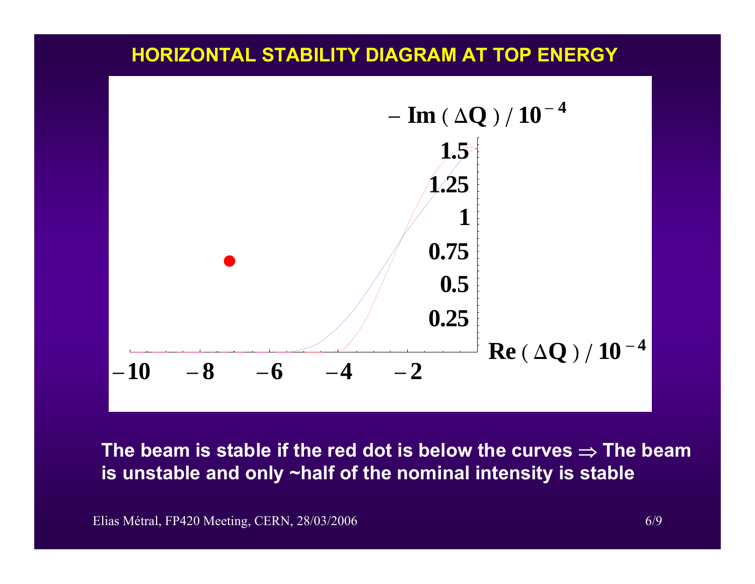## HORIZONTAL STABILITY DIAGRAM AT TOP ENERGY

$-\,\mathrm{Im}\,(\Delta Q)\,/\,10^{-4}$

$\mathrm{Re}\,(\Delta Q)\,/\,10^{-4}$

**The beam is stable if the red dot is below the curves $\Rightarrow$ The beam is unstable and only ~half of the nominal intensity is stable**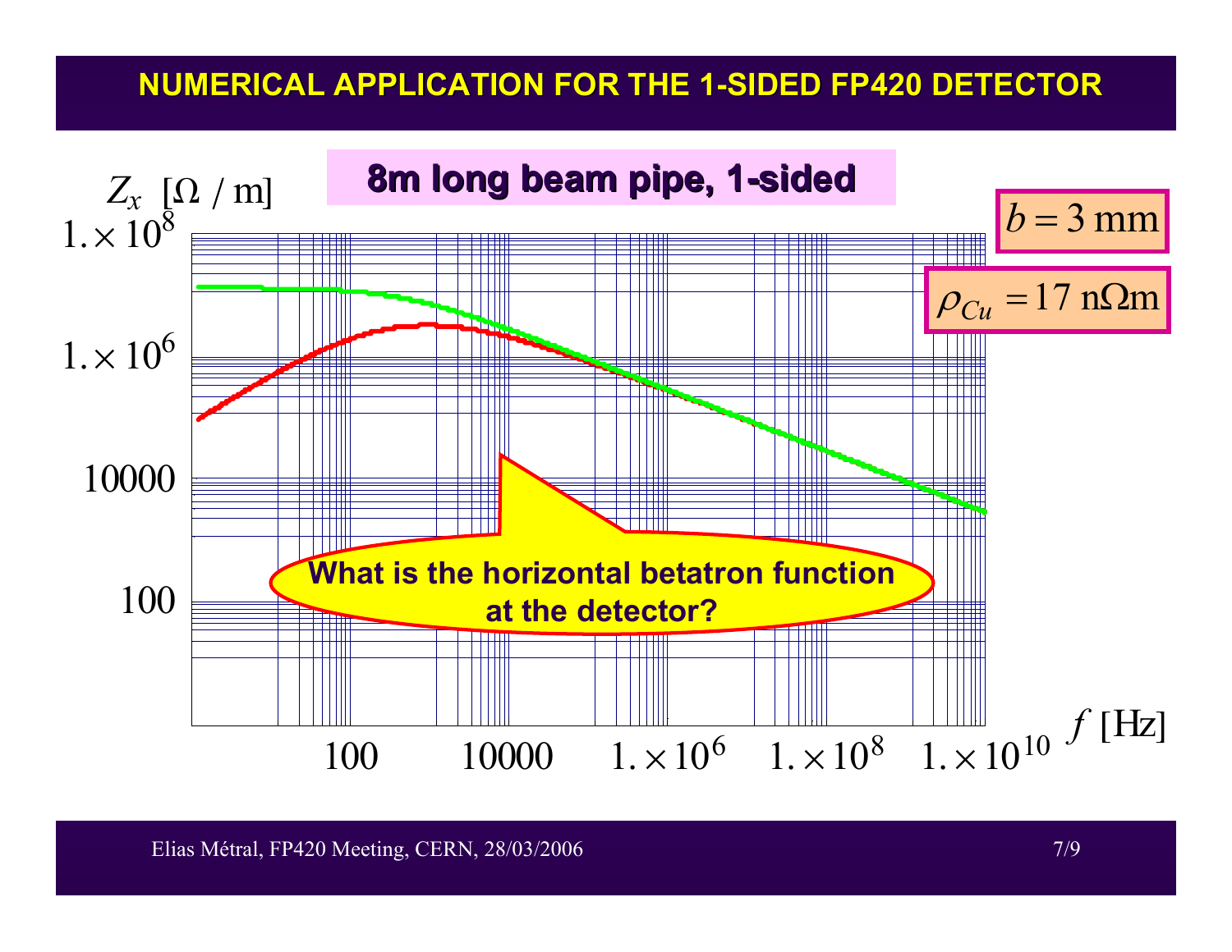# NUMERICAL APPLICATION FOR THE 1-SIDED FP420 DETECTOR

**8m long beam pipe, 1-sided**

$b = 3$ mm

$\rho_{Cu} = 17$ n$\Omega$m

$Z_x$ [$\Omega$ / m]

$1. \times 10^8$

$1. \times 10^6$

10000

100

$f$ [Hz]

100 | 10000 | $1. \times 10^6$ | $1. \times 10^8$ | $1. \times 10^{10}$

**What is the horizontal betatron function at the detector?**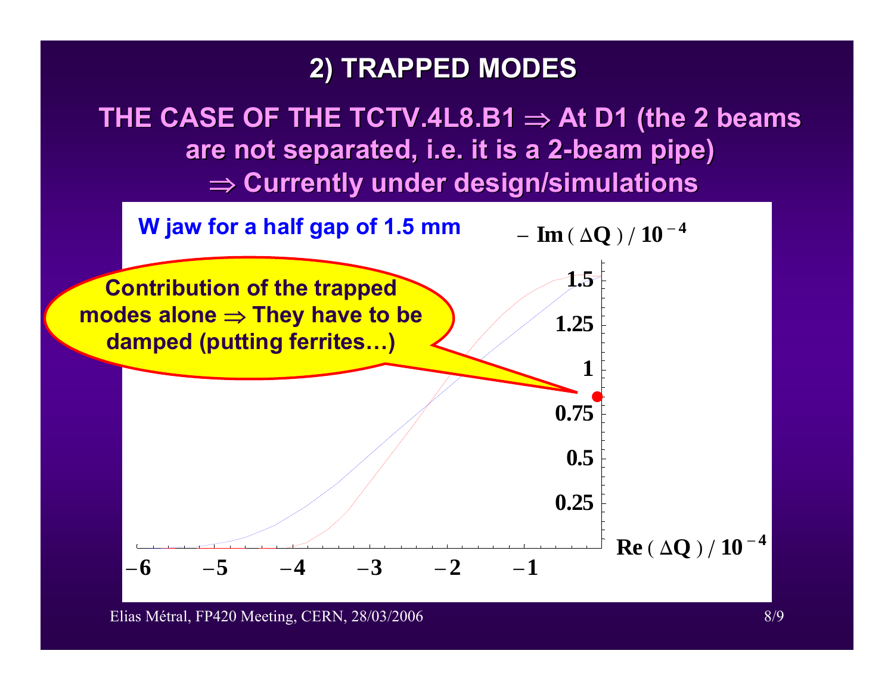## 2) TRAPPED MODES

**THE CASE OF THE TCTV.4L8.B1 ⇒ At D1 (the 2 beams are not separated, i.e. it is a 2-beam pipe) ⇒ Currently under design/simulations**

W jaw for a half gap of 1.5 mm

$-\,\mathrm{Im}\,(\Delta Q)\,/\,10^{-4}$

$\mathrm{Re}\,(\Delta Q)\,/\,10^{-4}$

Contribution of the trapped modes alone ⇒ They have to be damped (putting ferrites…)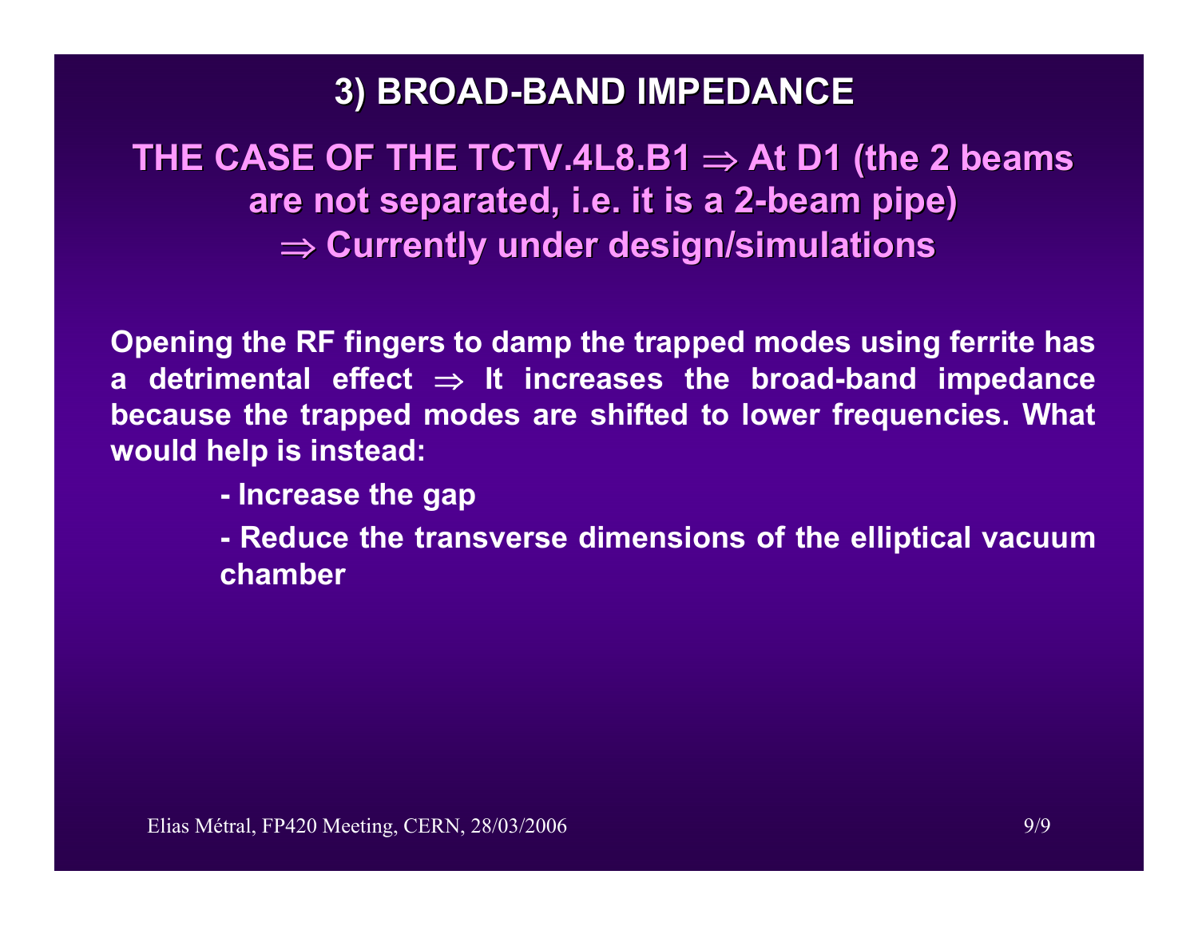## 3) BROAD-BAND IMPEDANCE

**THE CASE OF THE TCTV.4L8.B1 $\Rightarrow$ At D1 (the 2 beams are not separated, i.e. it is a 2-beam pipe) $\Rightarrow$ Currently under design/simulations**

**Opening the RF fingers to damp the trapped modes using ferrite has a detrimental effect $\Rightarrow$ It increases the broad-band impedance because the trapped modes are shifted to lower frequencies. What would help is instead:**

- **Increase the gap**
- **Reduce the transverse dimensions of the elliptical vacuum chamber**